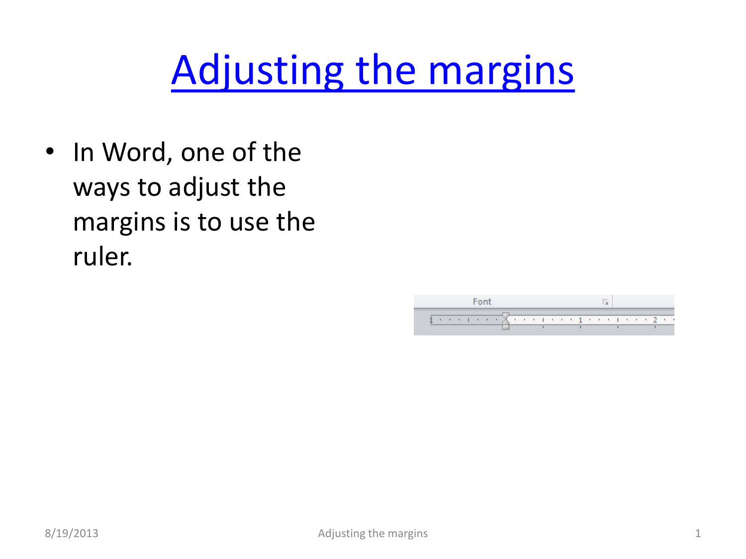# Adjusting the margins

- In Word, one of the ways to adjust the margins is to use the ruler.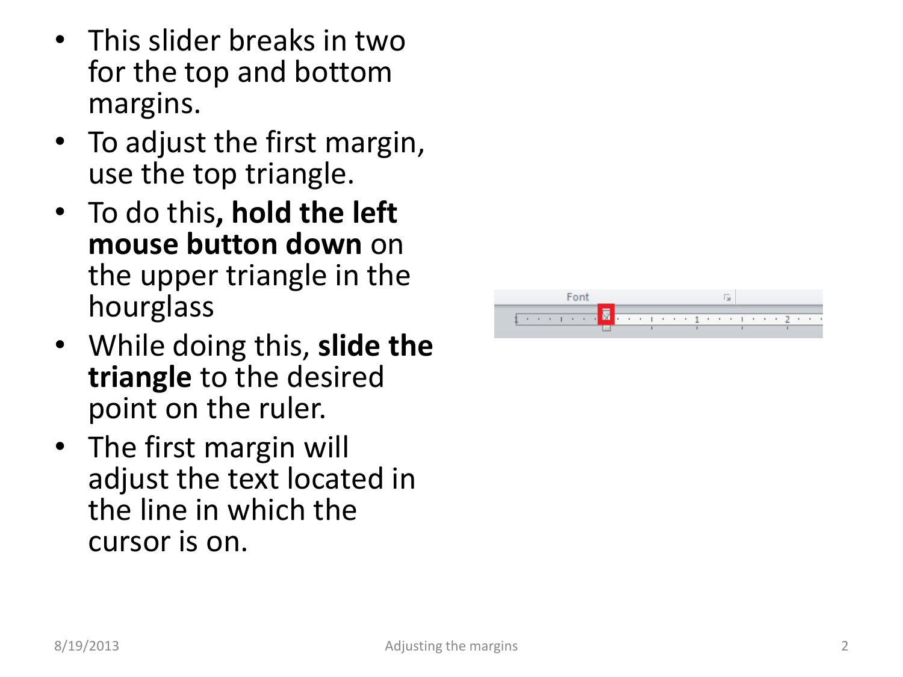- This slider breaks in two for the top and bottom margins.
- To adjust the first margin, use the top triangle.
- To do this**, hold the left mouse button down** on the upper triangle in the hourglass
- While doing this, **slide the triangle** to the desired point on the ruler.
- The first margin will adjust the text located in the line in which the cursor is on.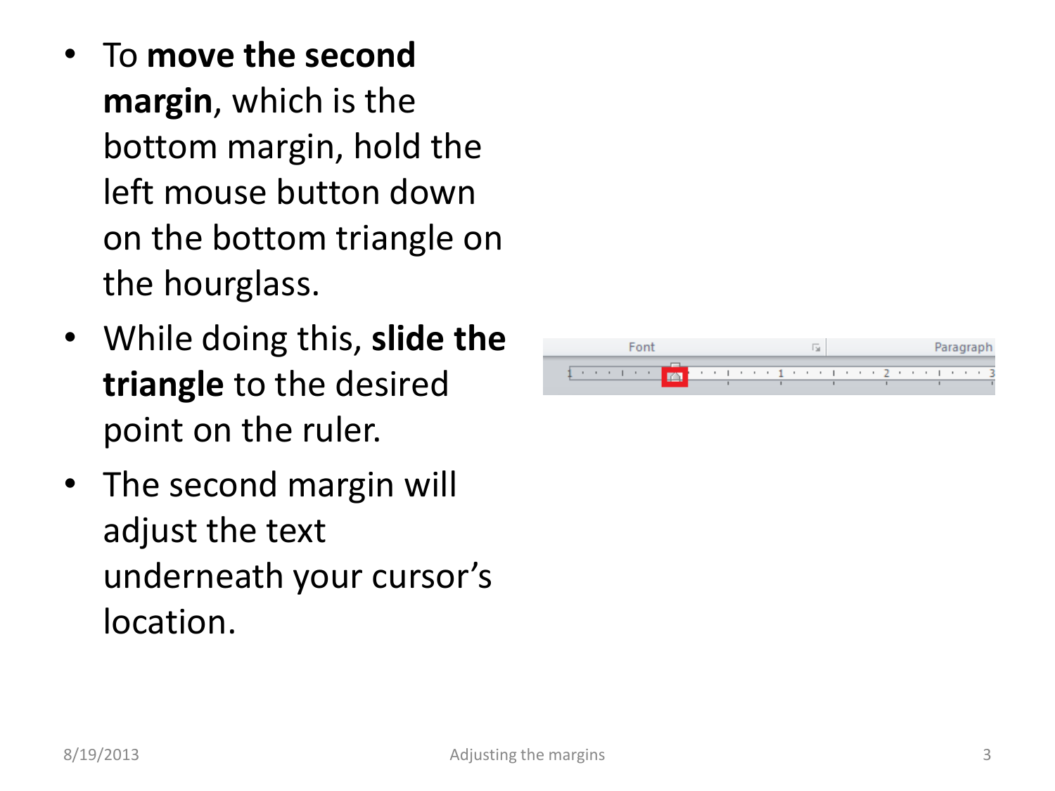- To **move the second margin**, which is the bottom margin, hold the left mouse button down on the bottom triangle on the hourglass.
- While doing this, **slide the triangle** to the desired point on the ruler.
- The second margin will adjust the text underneath your cursor's location.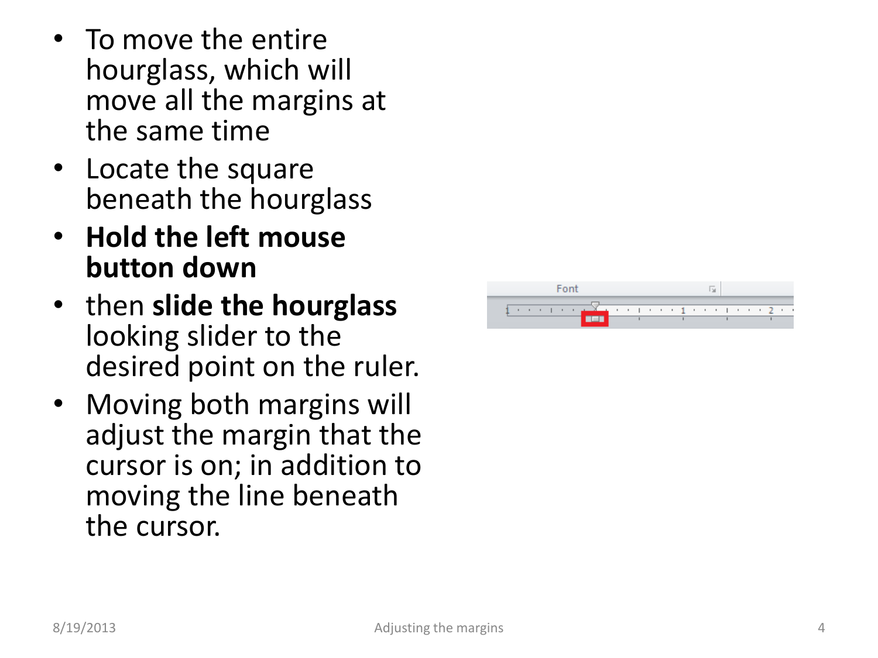- To move the entire hourglass, which will move all the margins at the same time
- Locate the square beneath the hourglass
- **Hold the left mouse button down**
- then **slide the hourglass** looking slider to the desired point on the ruler.
- Moving both margins will adjust the margin that the cursor is on; in addition to moving the line beneath the cursor.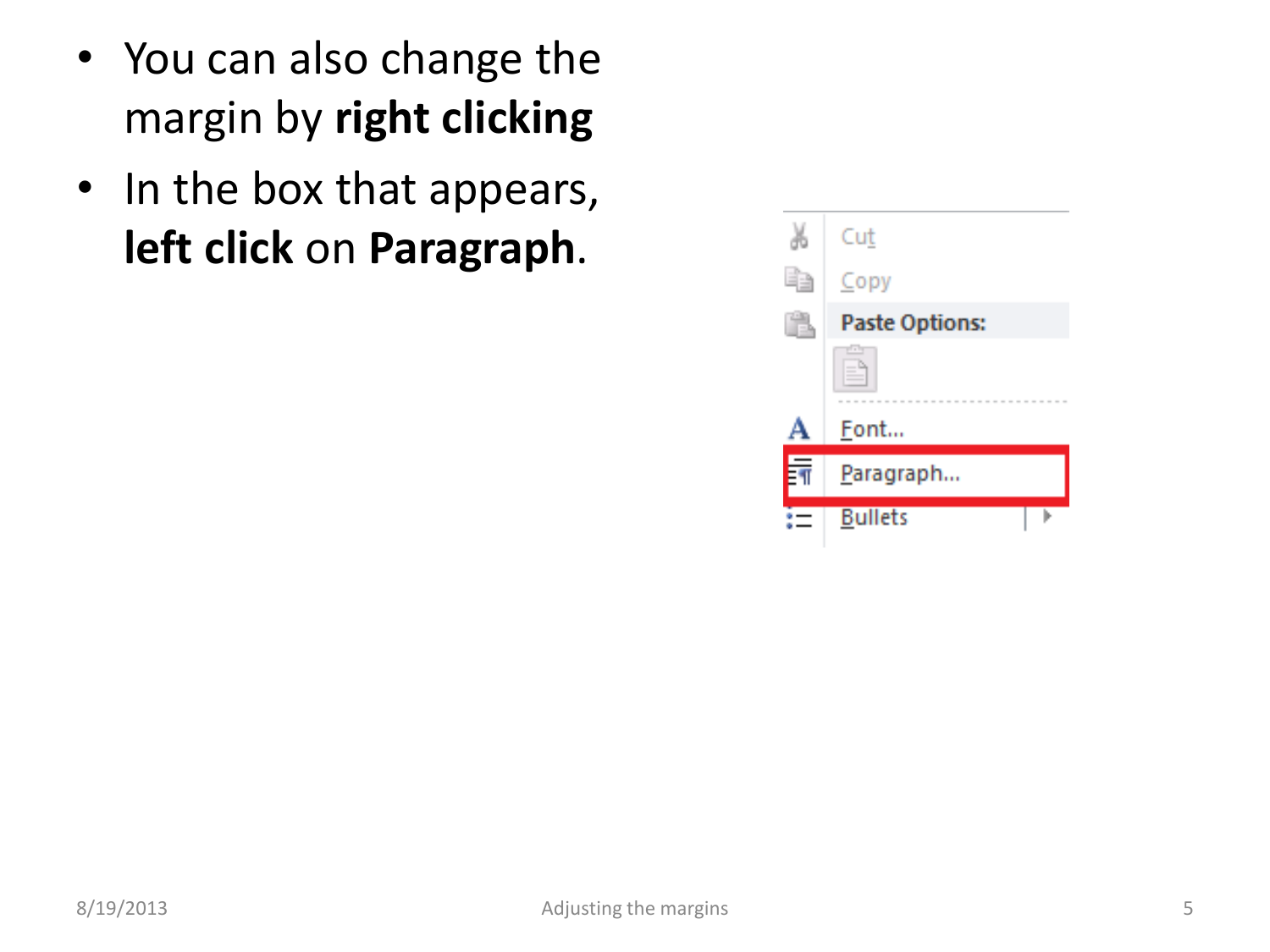- You can also change the margin by **right clicking**
- In the box that appears, **left click** on **Paragraph**.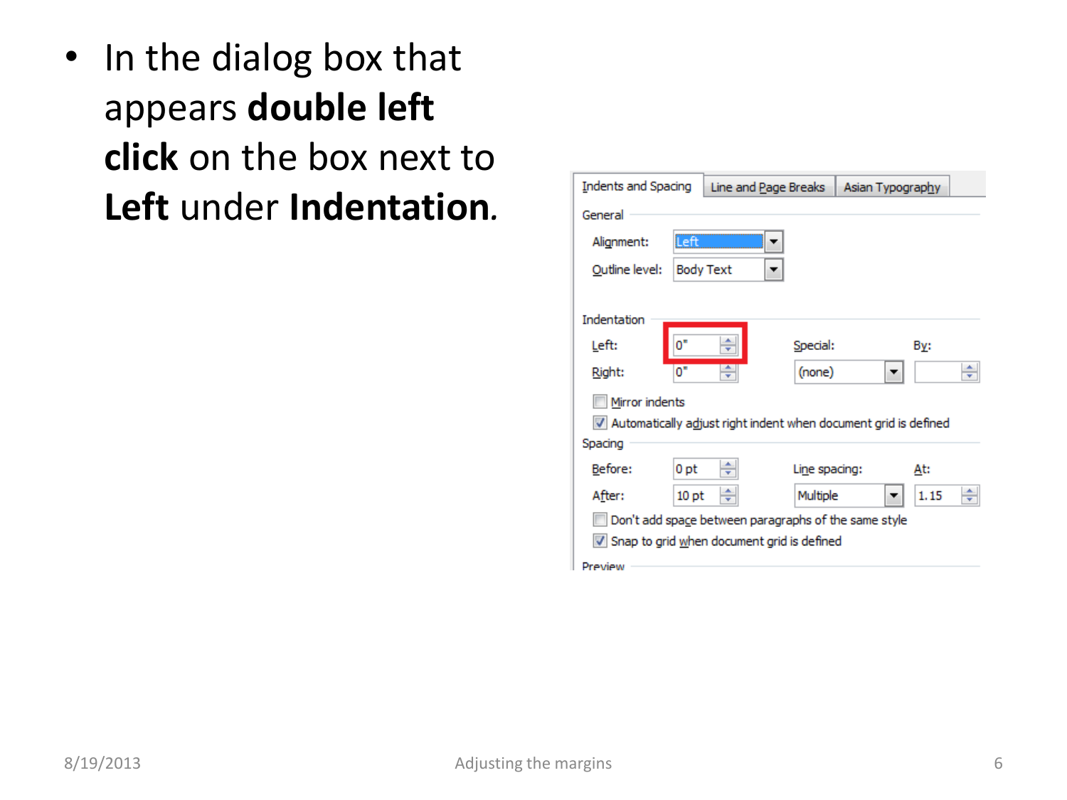- In the dialog box that appears **double left click** on the box next to **Left** under **Indentation**.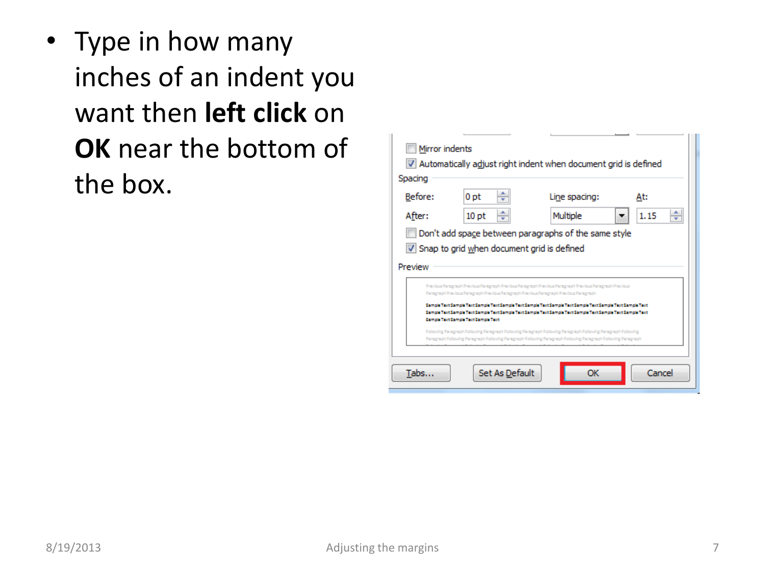- Type in how many inches of an indent you want then **left click** on **OK** near the bottom of the box.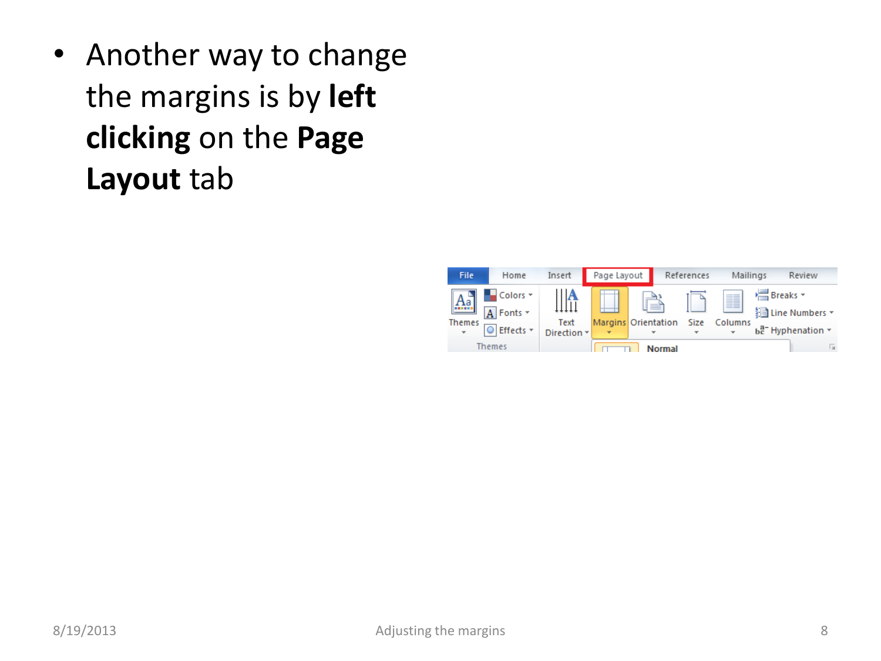- Another way to change the margins is by **left clicking** on the **Page Layout** tab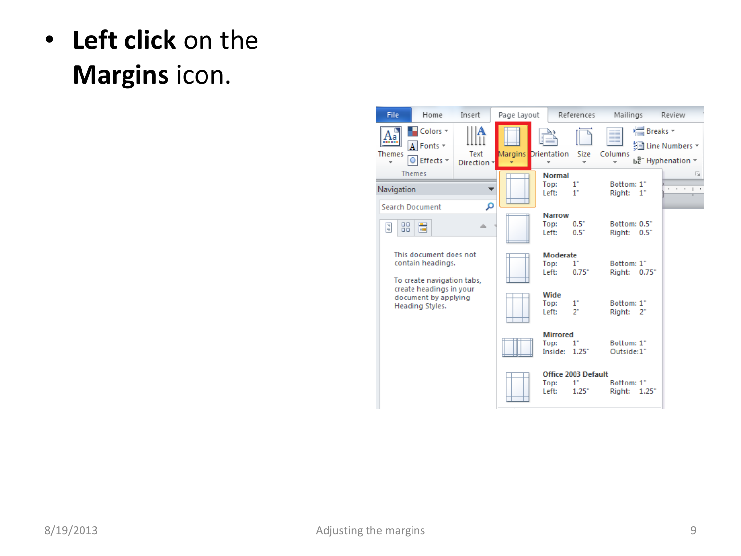- **Left click** on the **Margins** icon.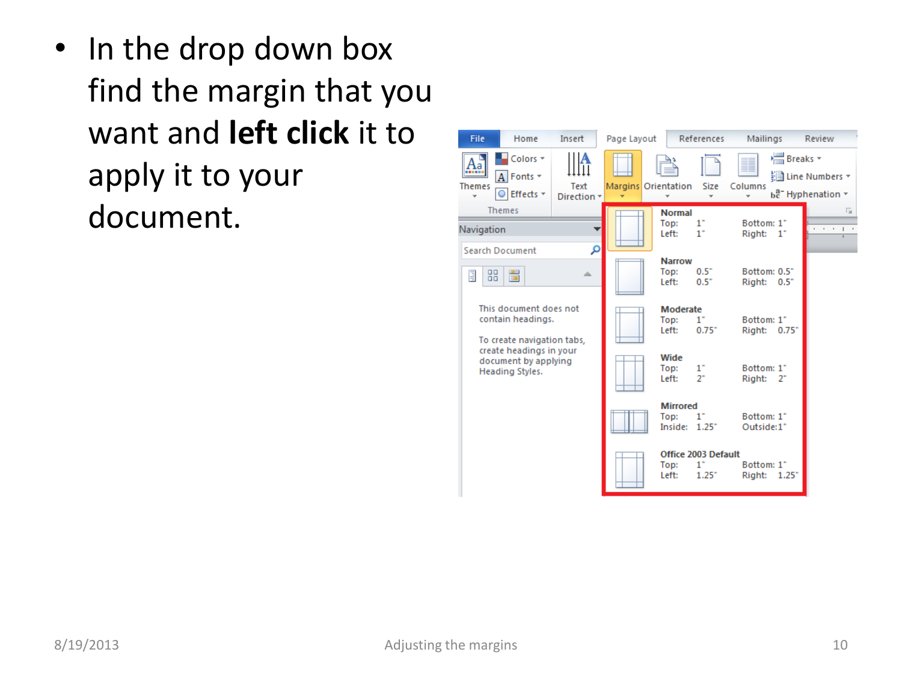- In the drop down box find the margin that you want and **left click** it to apply it to your document.